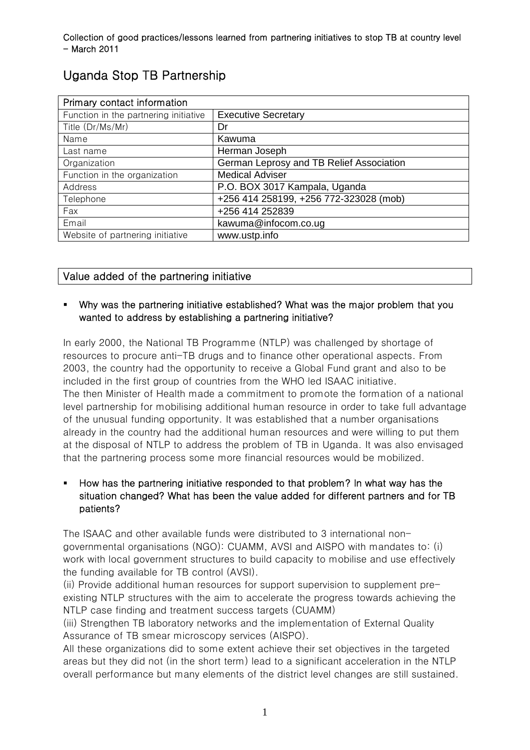Collection of good practices/lessons learned from partnering initiatives to stop TB at country level – March 2011

# Uganda Stop TB Partnership

| Primary contact information | |
|---|---|
| Function in the partnering initiative | Executive Secretary |
| Title (Dr/Ms/Mr) | Dr |
| Name | Kawuma |
| Last name | Herman Joseph |
| Organization | German Leprosy and TB Relief Association |
| Function in the organization | Medical Adviser |
| Address | P.O. BOX 3017 Kampala, Uganda |
| Telephone | +256 414 258199, +256 772-323028 (mob) |
| Fax | +256 414 252839 |
| Email | kawuma@infocom.co.ug |
| Website of partnering initiative | www.ustp.info |

## Value added of the partnering initiative

- **Why was the partnering initiative established? What was the major problem that you wanted to address by establishing a partnering initiative?**

In early 2000, the National TB Programme (NTLP) was challenged by shortage of resources to procure anti-TB drugs and to finance other operational aspects. From 2003, the country had the opportunity to receive a Global Fund grant and also to be included in the first group of countries from the WHO led ISAAC initiative.
The then Minister of Health made a commitment to promote the formation of a national level partnership for mobilising additional human resource in order to take full advantage of the unusual funding opportunity. It was established that a number organisations already in the country had the additional human resources and were willing to put them at the disposal of NTLP to address the problem of TB in Uganda. It was also envisaged that the partnering process some more financial resources would be mobilized.

- **How has the partnering initiative responded to that problem? In what way has the situation changed? What has been the value added for different partners and for TB patients?**

The ISAAC and other available funds were distributed to 3 international non-governmental organisations (NGO): CUAMM, AVSI and AISPO with mandates to: (i) work with local government structures to build capacity to mobilise and use effectively the funding available for TB control (AVSI).
(ii) Provide additional human resources for support supervision to supplement pre-existing NTLP structures with the aim to accelerate the progress towards achieving the NTLP case finding and treatment success targets (CUAMM)
(iii) Strengthen TB laboratory networks and the implementation of External Quality Assurance of TB smear microscopy services (AISPO).
All these organizations did to some extent achieve their set objectives in the targeted areas but they did not (in the short term) lead to a significant acceleration in the NTLP overall performance but many elements of the district level changes are still sustained.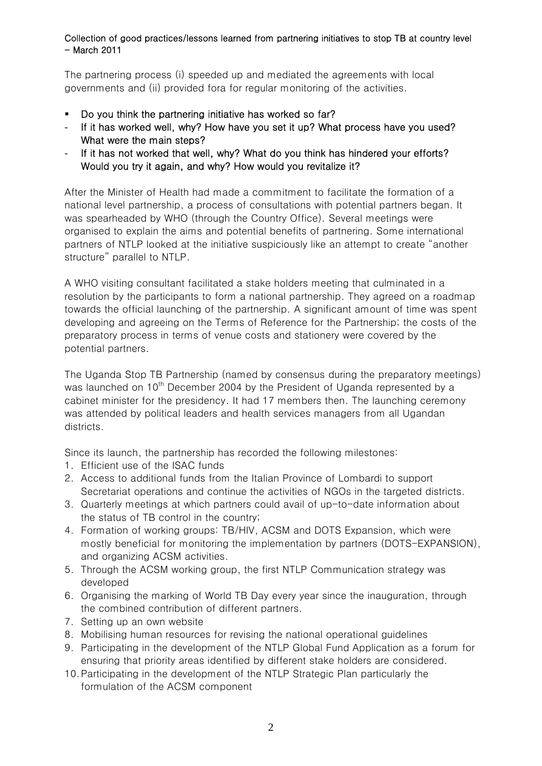The partnering process (i) speeded up and mediated the agreements with local governments and (ii) provided fora for regular monitoring of the activities.

- **Do you think the partnering initiative has worked so far?**
- **If it has worked well, why? How have you set it up? What process have you used? What were the main steps?**
- **If it has not worked that well, why? What do you think has hindered your efforts? Would you try it again, and why? How would you revitalize it?**

After the Minister of Health had made a commitment to facilitate the formation of a national level partnership, a process of consultations with potential partners began. It was spearheaded by WHO (through the Country Office). Several meetings were organised to explain the aims and potential benefits of partnering. Some international partners of NTLP looked at the initiative suspiciously like an attempt to create "another structure" parallel to NTLP.

A WHO visiting consultant facilitated a stake holders meeting that culminated in a resolution by the participants to form a national partnership. They agreed on a roadmap towards the official launching of the partnership. A significant amount of time was spent developing and agreeing on the Terms of Reference for the Partnership; the costs of the preparatory process in terms of venue costs and stationery were covered by the potential partners.

The Uganda Stop TB Partnership (named by consensus during the preparatory meetings) was launched on 10th December 2004 by the President of Uganda represented by a cabinet minister for the presidency. It had 17 members then. The launching ceremony was attended by political leaders and health services managers from all Ugandan districts.

Since its launch, the partnership has recorded the following milestones:

1. Efficient use of the ISAC funds
2. Access to additional funds from the Italian Province of Lombardi to support Secretariat operations and continue the activities of NGOs in the targeted districts.
3. Quarterly meetings at which partners could avail of up-to-date information about the status of TB control in the country;
4. Formation of working groups: TB/HIV, ACSM and DOTS Expansion, which were mostly beneficial for monitoring the implementation by partners (DOTS-EXPANSION), and organizing ACSM activities.
5. Through the ACSM working group, the first NTLP Communication strategy was developed
6. Organising the marking of World TB Day every year since the inauguration, through the combined contribution of different partners.
7. Setting up an own website
8. Mobilising human resources for revising the national operational guidelines
9. Participating in the development of the NTLP Global Fund Application as a forum for ensuring that priority areas identified by different stake holders are considered.
10. Participating in the development of the NTLP Strategic Plan particularly the formulation of the ACSM component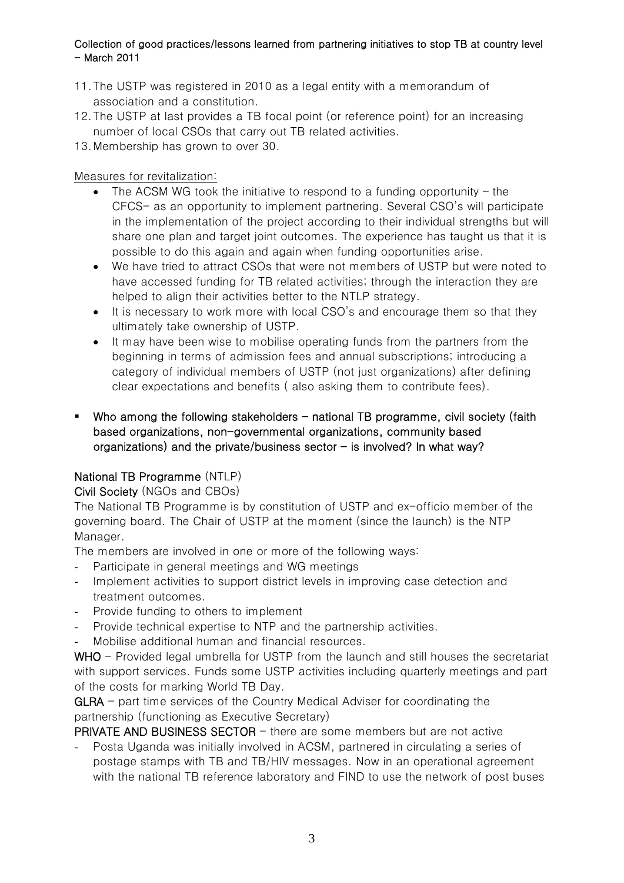11. The USTP was registered in 2010 as a legal entity with a memorandum of association and a constitution.
12. The USTP at last provides a TB focal point (or reference point) for an increasing number of local CSOs that carry out TB related activities.
13. Membership has grown to over 30.

Measures for revitalization:

- The ACSM WG took the initiative to respond to a funding opportunity – the CFCS– as an opportunity to implement partnering. Several CSO's will participate in the implementation of the project according to their individual strengths but will share one plan and target joint outcomes. The experience has taught us that it is possible to do this again and again when funding opportunities arise.
- We have tried to attract CSOs that were not members of USTP but were noted to have accessed funding for TB related activities; through the interaction they are helped to align their activities better to the NTLP strategy.
- It is necessary to work more with local CSO's and encourage them so that they ultimately take ownership of USTP.
- It may have been wise to mobilise operating funds from the partners from the beginning in terms of admission fees and annual subscriptions; introducing a category of individual members of USTP (not just organizations) after defining clear expectations and benefits ( also asking them to contribute fees).

- **Who among the following stakeholders – national TB programme, civil society (faith based organizations, non-governmental organizations, community based organizations) and the private/business sector – is involved? In what way?**

**National TB Programme** (NTLP)

**Civil Society** (NGOs and CBOs)

The National TB Programme is by constitution of USTP and ex-officio member of the governing board. The Chair of USTP at the moment (since the launch) is the NTP Manager.

The members are involved in one or more of the following ways:

- Participate in general meetings and WG meetings
- Implement activities to support district levels in improving case detection and treatment outcomes.
- Provide funding to others to implement
- Provide technical expertise to NTP and the partnership activities.
- Mobilise additional human and financial resources.

**WHO** – Provided legal umbrella for USTP from the launch and still houses the secretariat with support services. Funds some USTP activities including quarterly meetings and part of the costs for marking World TB Day.

**GLRA** – part time services of the Country Medical Adviser for coordinating the partnership (functioning as Executive Secretary)

**PRIVATE AND BUSINESS SECTOR** – there are some members but are not active

- Posta Uganda was initially involved in ACSM, partnered in circulating a series of postage stamps with TB and TB/HIV messages. Now in an operational agreement with the national TB reference laboratory and FIND to use the network of post buses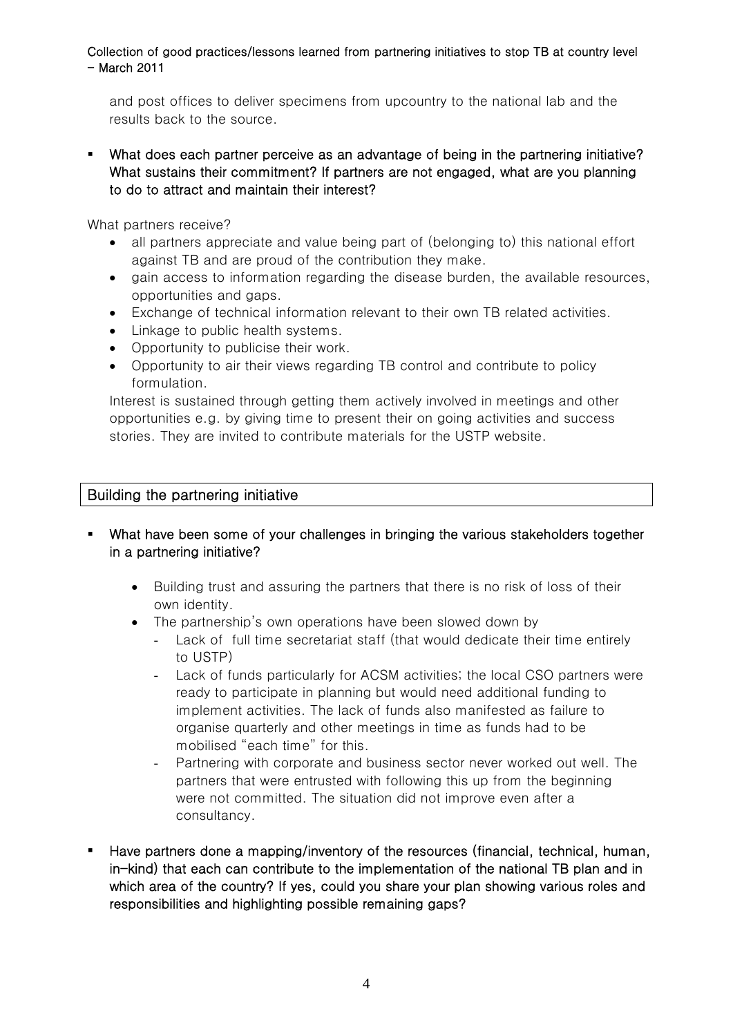and post offices to deliver specimens from upcountry to the national lab and the results back to the source.

- **What does each partner perceive as an advantage of being in the partnering initiative? What sustains their commitment? If partners are not engaged, what are you planning to do to attract and maintain their interest?**

What partners receive?

- all partners appreciate and value being part of (belonging to) this national effort against TB and are proud of the contribution they make.
- gain access to information regarding the disease burden, the available resources, opportunities and gaps.
- Exchange of technical information relevant to their own TB related activities.
- Linkage to public health systems.
- Opportunity to publicise their work.
- Opportunity to air their views regarding TB control and contribute to policy formulation.

Interest is sustained through getting them actively involved in meetings and other opportunities e.g. by giving time to present their on going activities and success stories. They are invited to contribute materials for the USTP website.

## Building the partnering initiative

- **What have been some of your challenges in bringing the various stakeholders together in a partnering initiative?**
  - Building trust and assuring the partners that there is no risk of loss of their own identity.
  - The partnership's own operations have been slowed down by
    - Lack of full time secretariat staff (that would dedicate their time entirely to USTP)
    - Lack of funds particularly for ACSM activities; the local CSO partners were ready to participate in planning but would need additional funding to implement activities. The lack of funds also manifested as failure to organise quarterly and other meetings in time as funds had to be mobilised "each time" for this.
    - Partnering with corporate and business sector never worked out well. The partners that were entrusted with following this up from the beginning were not committed. The situation did not improve even after a consultancy.

- **Have partners done a mapping/inventory of the resources (financial, technical, human, in-kind) that each can contribute to the implementation of the national TB plan and in which area of the country? If yes, could you share your plan showing various roles and responsibilities and highlighting possible remaining gaps?**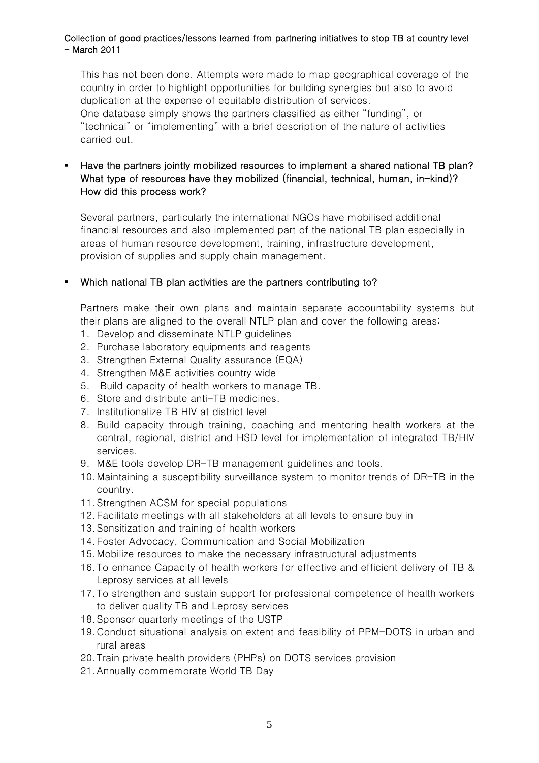This has not been done. Attempts were made to map geographical coverage of the country in order to highlight opportunities for building synergies but also to avoid duplication at the expense of equitable distribution of services.
One database simply shows the partners classified as either "funding", or "technical" or "implementing" with a brief description of the nature of activities carried out.

- **Have the partners jointly mobilized resources to implement a shared national TB plan? What type of resources have they mobilized (financial, technical, human, in-kind)? How did this process work?**

  Several partners, particularly the international NGOs have mobilised additional financial resources and also implemented part of the national TB plan especially in areas of human resource development, training, infrastructure development, provision of supplies and supply chain management.

- **Which national TB plan activities are the partners contributing to?**

  Partners make their own plans and maintain separate accountability systems but their plans are aligned to the overall NTLP plan and cover the following areas:

  1. Develop and disseminate NTLP guidelines
  2. Purchase laboratory equipments and reagents
  3. Strengthen External Quality assurance (EQA)
  4. Strengthen M&E activities country wide
  5. Build capacity of health workers to manage TB.
  6. Store and distribute anti-TB medicines.
  7. Institutionalize TB HIV at district level
  8. Build capacity through training, coaching and mentoring health workers at the central, regional, district and HSD level for implementation of integrated TB/HIV services.
  9. M&E tools develop DR-TB management guidelines and tools.
  10. Maintaining a susceptibility surveillance system to monitor trends of DR-TB in the country.
  11. Strengthen ACSM for special populations
  12. Facilitate meetings with all stakeholders at all levels to ensure buy in
  13. Sensitization and training of health workers
  14. Foster Advocacy, Communication and Social Mobilization
  15. Mobilize resources to make the necessary infrastructural adjustments
  16. To enhance Capacity of health workers for effective and efficient delivery of TB & Leprosy services at all levels
  17. To strengthen and sustain support for professional competence of health workers to deliver quality TB and Leprosy services
  18. Sponsor quarterly meetings of the USTP
  19. Conduct situational analysis on extent and feasibility of PPM-DOTS in urban and rural areas
  20. Train private health providers (PHPs) on DOTS services provision
  21. Annually commemorate World TB Day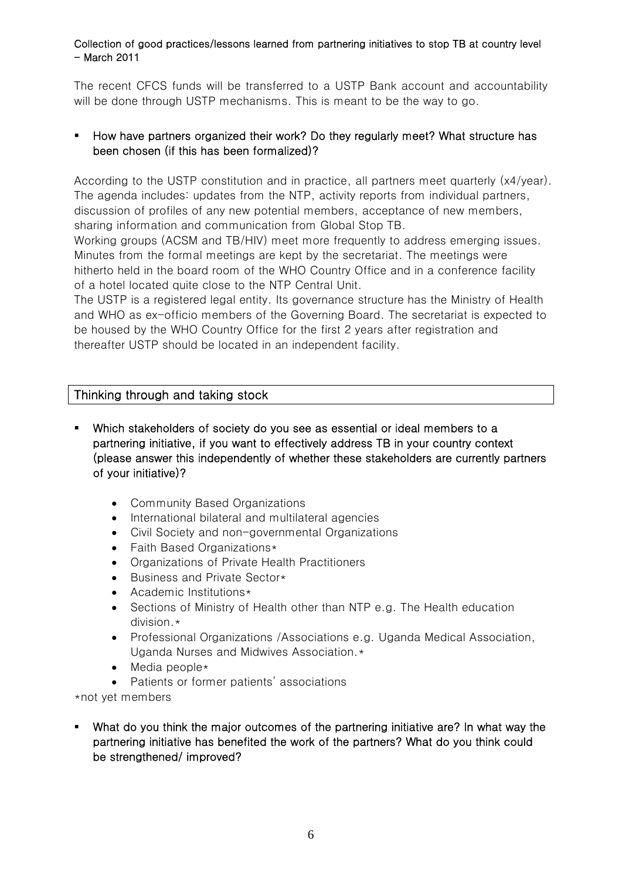The recent CFCS funds will be transferred to a USTP Bank account and accountability will be done through USTP mechanisms. This is meant to be the way to go.

- **How have partners organized their work? Do they regularly meet? What structure has been chosen (if this has been formalized)?**

According to the USTP constitution and in practice, all partners meet quarterly (x4/year). The agenda includes: updates from the NTP, activity reports from individual partners, discussion of profiles of any new potential members, acceptance of new members, sharing information and communication from Global Stop TB.

Working groups (ACSM and TB/HIV) meet more frequently to address emerging issues. Minutes from the formal meetings are kept by the secretariat. The meetings were hitherto held in the board room of the WHO Country Office and in a conference facility of a hotel located quite close to the NTP Central Unit.

The USTP is a registered legal entity. Its governance structure has the Ministry of Health and WHO as ex-officio members of the Governing Board. The secretariat is expected to be housed by the WHO Country Office for the first 2 years after registration and thereafter USTP should be located in an independent facility.

## Thinking through and taking stock

- **Which stakeholders of society do you see as essential or ideal members to a partnering initiative, if you want to effectively address TB in your country context (please answer this independently of whether these stakeholders are currently partners of your initiative)?**

  - Community Based Organizations
  - International bilateral and multilateral agencies
  - Civil Society and non-governmental Organizations
  - Faith Based Organizations*
  - Organizations of Private Health Practitioners
  - Business and Private Sector*
  - Academic Institutions*
  - Sections of Ministry of Health other than NTP e.g. The Health education division.*
  - Professional Organizations /Associations e.g. Uganda Medical Association, Uganda Nurses and Midwives Association.*
  - Media people*
  - Patients or former patients' associations

*not yet members

- **What do you think the major outcomes of the partnering initiative are? In what way the partnering initiative has benefited the work of the partners? What do you think could be strengthened/ improved?**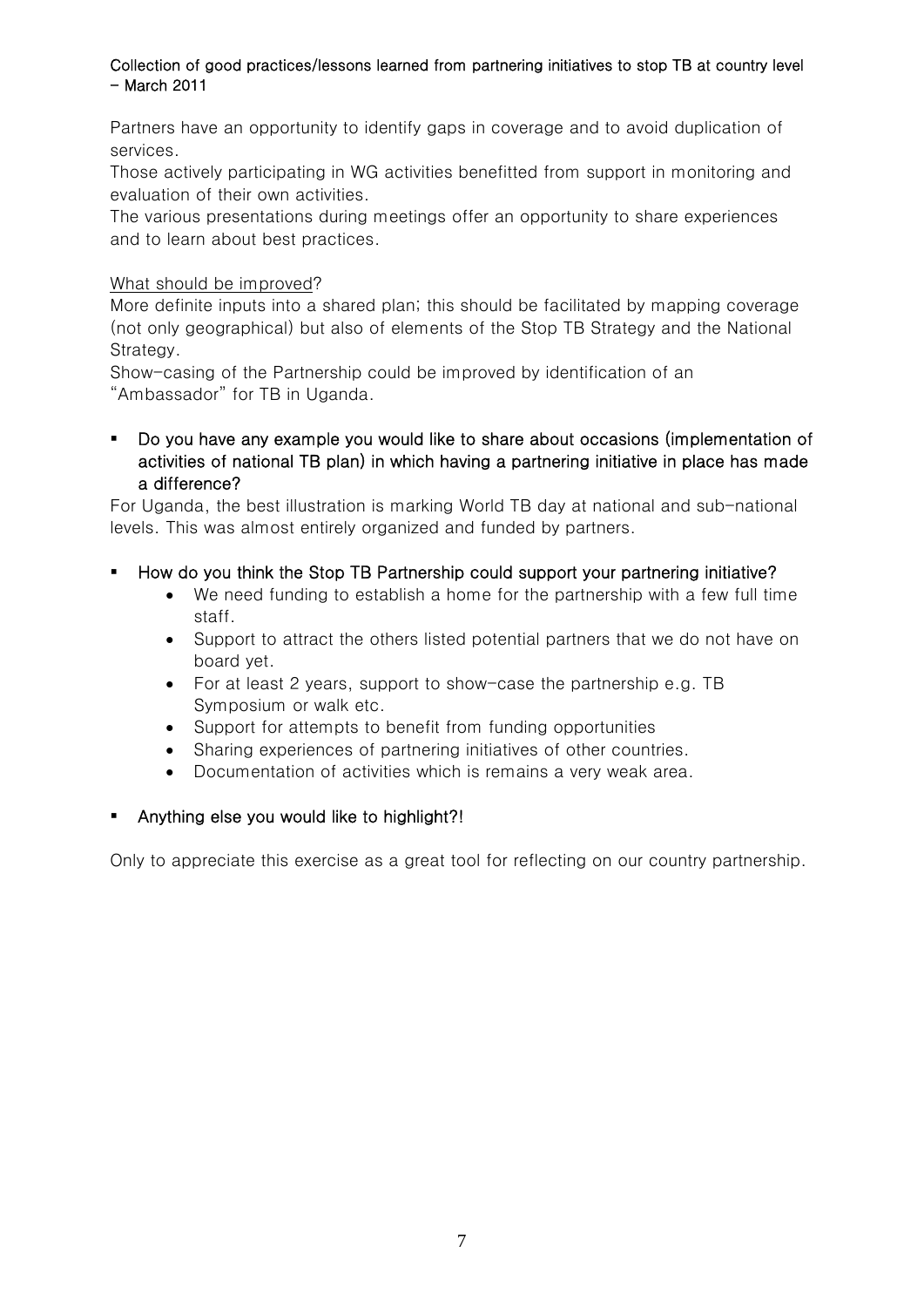Partners have an opportunity to identify gaps in coverage and to avoid duplication of services.
Those actively participating in WG activities benefitted from support in monitoring and evaluation of their own activities.
The various presentations during meetings offer an opportunity to share experiences and to learn about best practices.

<u>What should be improved</u>?
More definite inputs into a shared plan; this should be facilitated by mapping coverage (not only geographical) but also of elements of the Stop TB Strategy and the National Strategy.
Show-casing of the Partnership could be improved by identification of an "Ambassador" for TB in Uganda.

- **Do you have any example you would like to share about occasions (implementation of activities of national TB plan) in which having a partnering initiative in place has made a difference?**

For Uganda, the best illustration is marking World TB day at national and sub-national levels. This was almost entirely organized and funded by partners.

- **How do you think the Stop TB Partnership could support your partnering initiative?**
    - We need funding to establish a home for the partnership with a few full time staff.
    - Support to attract the others listed potential partners that we do not have on board yet.
    - For at least 2 years, support to show-case the partnership e.g. TB Symposium or walk etc.
    - Support for attempts to benefit from funding opportunities
    - Sharing experiences of partnering initiatives of other countries.
    - Documentation of activities which is remains a very weak area.

- **Anything else you would like to highlight?!**

Only to appreciate this exercise as a great tool for reflecting on our country partnership.